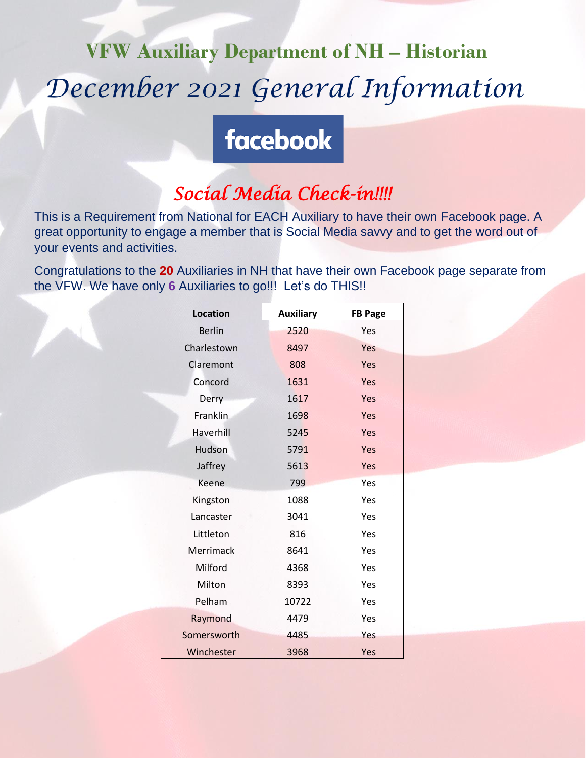# VFW Auxiliary Department of NH – Historian

## *December 2021 General Information*

facebook

### *Social Media Check-in!!!!*

This is a Requirement from National for EACH Auxiliary to have their own Facebook page. A great opportunity to engage a member that is Social Media savvy and to get the word out of your events and activities.

Congratulations to the **20** Auxiliaries in NH that have their own Facebook page separate from the VFW. We have only **6** Auxiliaries to go!!! Let's do THIS!!

| Location | Auxiliary | FB Page |
|---|---|---|
| Berlin | 2520 | Yes |
| Charlestown | 8497 | Yes |
| Claremont | 808 | Yes |
| Concord | 1631 | Yes |
| Derry | 1617 | Yes |
| Franklin | 1698 | Yes |
| Haverhill | 5245 | Yes |
| Hudson | 5791 | Yes |
| Jaffrey | 5613 | Yes |
| Keene | 799 | Yes |
| Kingston | 1088 | Yes |
| Lancaster | 3041 | Yes |
| Littleton | 816 | Yes |
| Merrimack | 8641 | Yes |
| Milford | 4368 | Yes |
| Milton | 8393 | Yes |
| Pelham | 10722 | Yes |
| Raymond | 4479 | Yes |
| Somersworth | 4485 | Yes |
| Winchester | 3968 | Yes |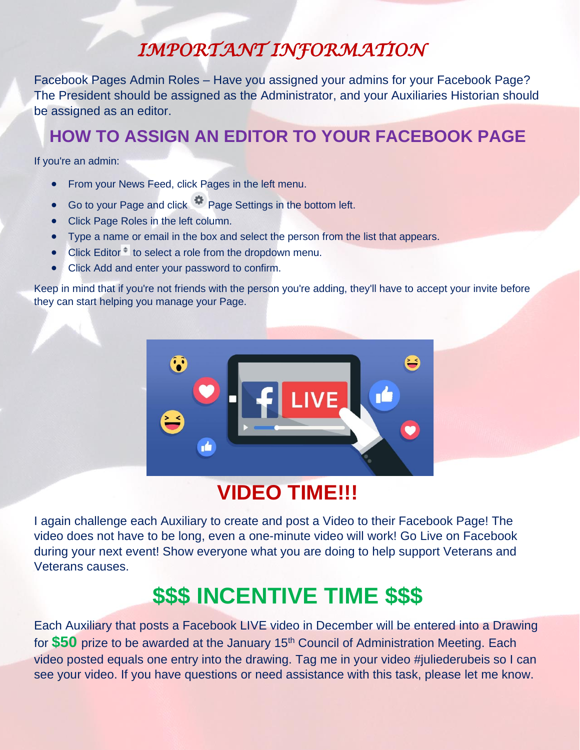# *IMPORTANT INFORMATION*

Facebook Pages Admin Roles – Have you assigned your admins for your Facebook Page? The President should be assigned as the Administrator, and your Auxiliaries Historian should be assigned as an editor.

## HOW TO ASSIGN AN EDITOR TO YOUR FACEBOOK PAGE

If you're an admin:

- From your News Feed, click Pages in the left menu.
- Go to your Page and click Page Settings in the bottom left.
- Click Page Roles in the left column.
- Type a name or email in the box and select the person from the list that appears.
- Click Editor to select a role from the dropdown menu.
- Click Add and enter your password to confirm.

Keep in mind that if you're not friends with the person you're adding, they'll have to accept your invite before they can start helping you manage your Page.

## VIDEO TIME!!!

I again challenge each Auxiliary to create and post a Video to their Facebook Page! The video does not have to be long, even a one-minute video will work! Go Live on Facebook during your next event! Show everyone what you are doing to help support Veterans and Veterans causes.

## $$$ INCENTIVE TIME $$$

Each Auxiliary that posts a Facebook LIVE video in December will be entered into a Drawing for **$50** prize to be awarded at the January 15th Council of Administration Meeting. Each video posted equals one entry into the drawing. Tag me in your video #juliederubeis so I can see your video. If you have questions or need assistance with this task, please let me know.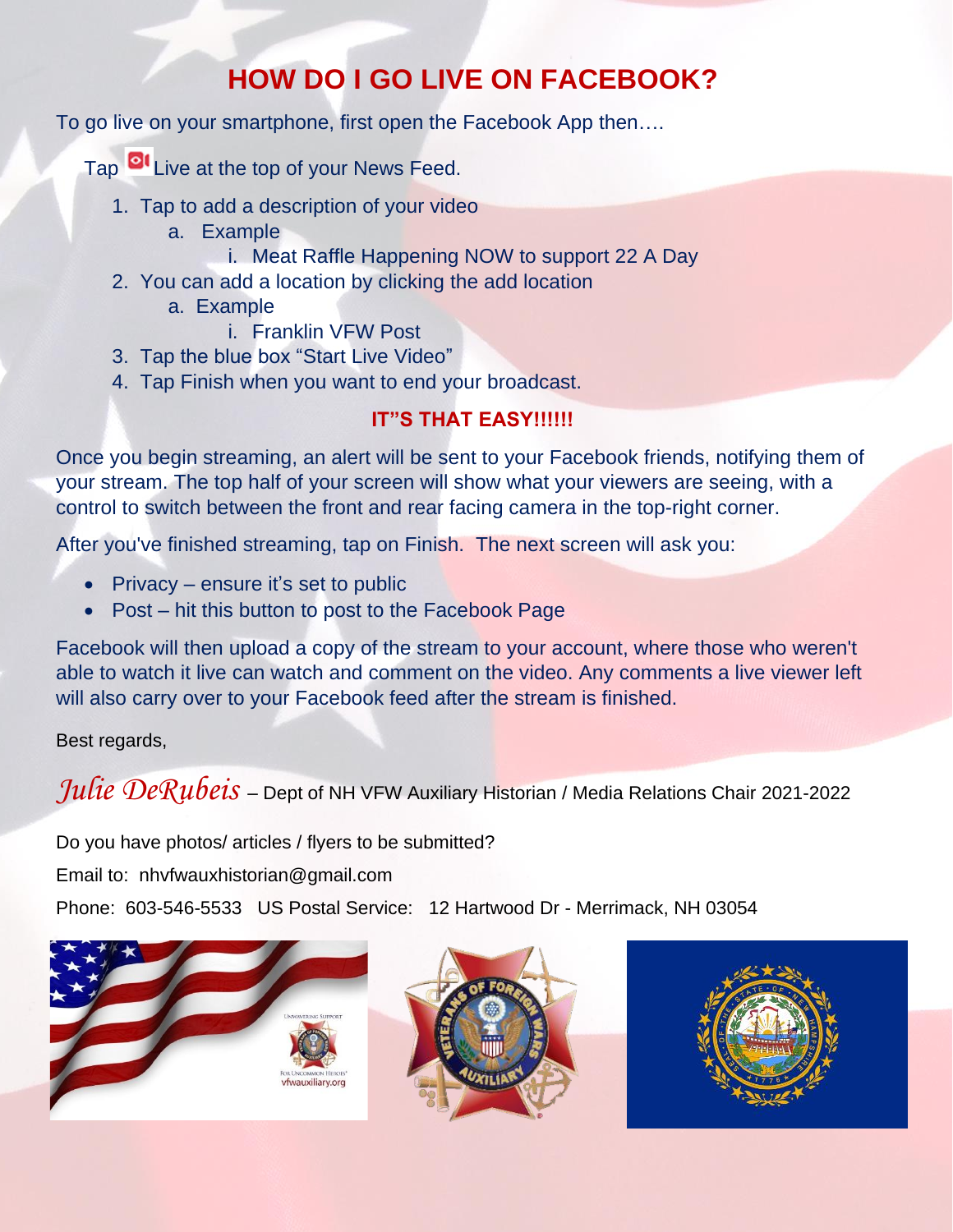# HOW DO I GO LIVE ON FACEBOOK?

To go live on your smartphone, first open the Facebook App then….

Tap Live at the top of your News Feed.

1. Tap to add a description of your video
   a. Example
      i. Meat Raffle Happening NOW to support 22 A Day
2. You can add a location by clicking the add location
   a. Example
      i. Franklin VFW Post
3. Tap the blue box "Start Live Video"
4. Tap Finish when you want to end your broadcast.

**IT"S THAT EASY!!!!!!**

Once you begin streaming, an alert will be sent to your Facebook friends, notifying them of your stream. The top half of your screen will show what your viewers are seeing, with a control to switch between the front and rear facing camera in the top-right corner.

After you've finished streaming, tap on Finish. The next screen will ask you:

- Privacy – ensure it's set to public
- Post – hit this button to post to the Facebook Page

Facebook will then upload a copy of the stream to your account, where those who weren't able to watch it live can watch and comment on the video. Any comments a live viewer left will also carry over to your Facebook feed after the stream is finished.

Best regards,

*Julie DeRubeis* – Dept of NH VFW Auxiliary Historian / Media Relations Chair 2021-2022

Do you have photos/ articles / flyers to be submitted?

Email to: nhvfwauxhistorian@gmail.com

Phone: 603-546-5533 US Postal Service: 12 Hartwood Dr - Merrimack, NH 03054